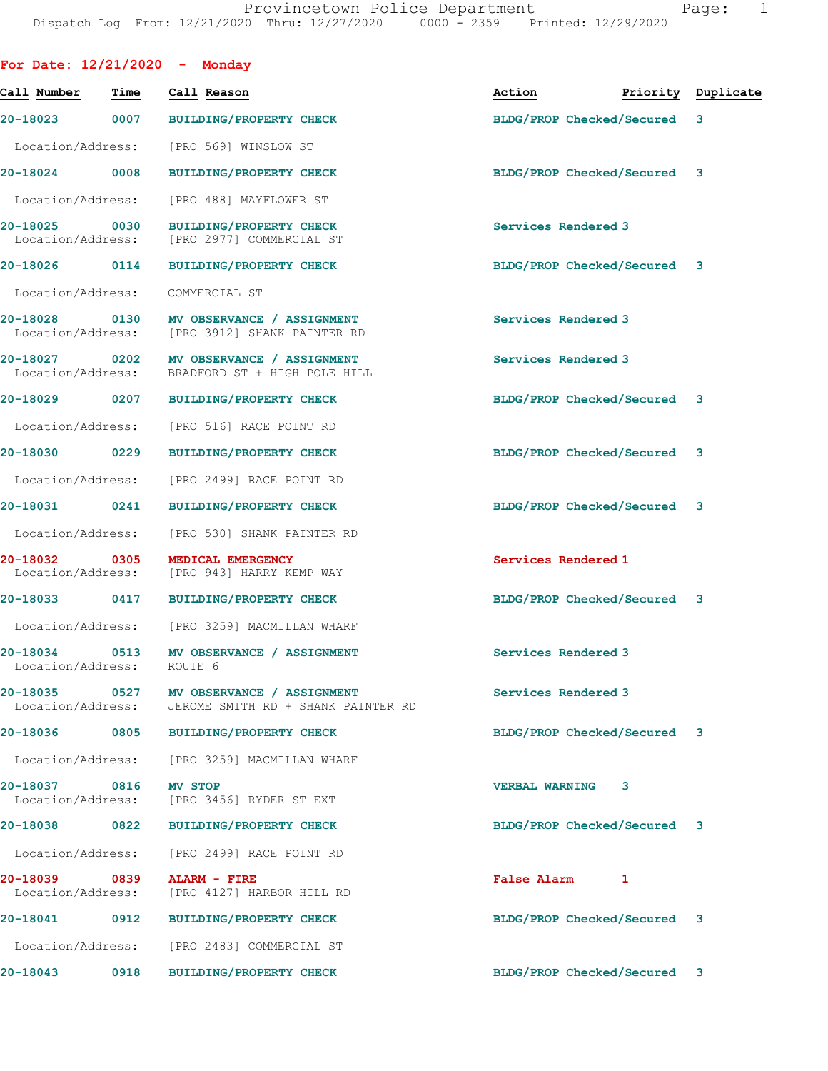Provincetown Police Department
Dispatch Log From: 12/21/2020 Thru: 12/27/2020 0000 - 2359 Printed: 12/29/2020

## For Date: 12/21/2020 - Monday

| Call Number | Time | Call Reason | Action | Priority | Duplicate |
|---|---|---|---|---|---|
| 20-18023 | 0007 | BUILDING/PROPERTY CHECK | BLDG/PROP Checked/Secured | 3 | |
| Location/Address: | | [PRO 569] WINSLOW ST | | | |
| 20-18024 | 0008 | BUILDING/PROPERTY CHECK | BLDG/PROP Checked/Secured | 3 | |
| Location/Address: | | [PRO 488] MAYFLOWER ST | | | |
| 20-18025 | 0030 | BUILDING/PROPERTY CHECK | Services Rendered | 3 | |
| Location/Address: | | [PRO 2977] COMMERCIAL ST | | | |
| 20-18026 | 0114 | BUILDING/PROPERTY CHECK | BLDG/PROP Checked/Secured | 3 | |
| Location/Address: | | COMMERCIAL ST | | | |
| 20-18028 | 0130 | MV OBSERVANCE / ASSIGNMENT | Services Rendered | 3 | |
| Location/Address: | | [PRO 3912] SHANK PAINTER RD | | | |
| 20-18027 | 0202 | MV OBSERVANCE / ASSIGNMENT | Services Rendered | 3 | |
| Location/Address: | | BRADFORD ST + HIGH POLE HILL | | | |
| 20-18029 | 0207 | BUILDING/PROPERTY CHECK | BLDG/PROP Checked/Secured | 3 | |
| Location/Address: | | [PRO 516] RACE POINT RD | | | |
| 20-18030 | 0229 | BUILDING/PROPERTY CHECK | BLDG/PROP Checked/Secured | 3 | |
| Location/Address: | | [PRO 2499] RACE POINT RD | | | |
| 20-18031 | 0241 | BUILDING/PROPERTY CHECK | BLDG/PROP Checked/Secured | 3 | |
| Location/Address: | | [PRO 530] SHANK PAINTER RD | | | |
| 20-18032 | 0305 | MEDICAL EMERGENCY | Services Rendered | 1 | |
| Location/Address: | | [PRO 943] HARRY KEMP WAY | | | |
| 20-18033 | 0417 | BUILDING/PROPERTY CHECK | BLDG/PROP Checked/Secured | 3 | |
| Location/Address: | | [PRO 3259] MACMILLAN WHARF | | | |
| 20-18034 | 0513 | MV OBSERVANCE / ASSIGNMENT | Services Rendered | 3 | |
| Location/Address: | | ROUTE 6 | | | |
| 20-18035 | 0527 | MV OBSERVANCE / ASSIGNMENT | Services Rendered | 3 | |
| Location/Address: | | JEROME SMITH RD + SHANK PAINTER RD | | | |
| 20-18036 | 0805 | BUILDING/PROPERTY CHECK | BLDG/PROP Checked/Secured | 3 | |
| Location/Address: | | [PRO 3259] MACMILLAN WHARF | | | |
| 20-18037 | 0816 | MV STOP | VERBAL WARNING | 3 | |
| Location/Address: | | [PRO 3456] RYDER ST EXT | | | |
| 20-18038 | 0822 | BUILDING/PROPERTY CHECK | BLDG/PROP Checked/Secured | 3 | |
| Location/Address: | | [PRO 2499] RACE POINT RD | | | |
| 20-18039 | 0839 | ALARM - FIRE | False Alarm | 1 | |
| Location/Address: | | [PRO 4127] HARBOR HILL RD | | | |
| 20-18041 | 0912 | BUILDING/PROPERTY CHECK | BLDG/PROP Checked/Secured | 3 | |
| Location/Address: | | [PRO 2483] COMMERCIAL ST | | | |
| 20-18043 | 0918 | BUILDING/PROPERTY CHECK | BLDG/PROP Checked/Secured | 3 | |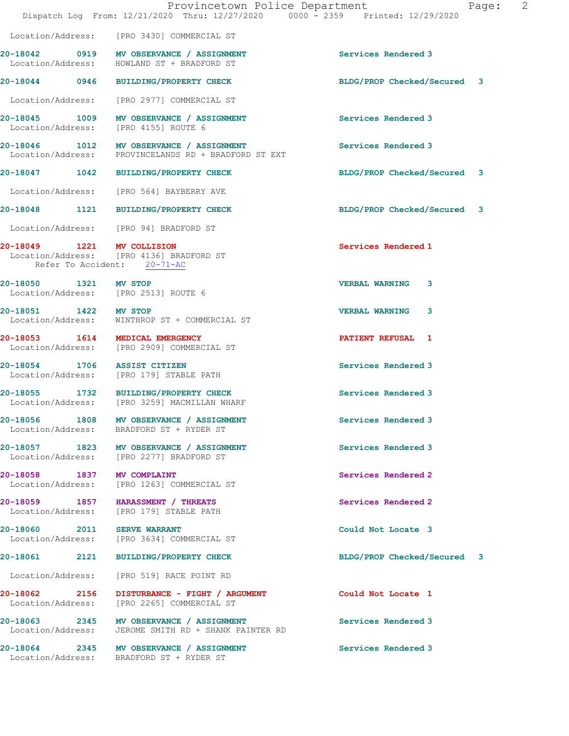Location/Address: [PRO 3430] COMMERCIAL ST

**20-18042 0919 MV OBSERVANCE / ASSIGNMENT** Services Rendered 3
Location/Address: HOWLAND ST + BRADFORD ST

**20-18044 0946 BUILDING/PROPERTY CHECK** BLDG/PROP Checked/Secured 3
Location/Address: [PRO 2977] COMMERCIAL ST

**20-18045 1009 MV OBSERVANCE / ASSIGNMENT** Services Rendered 3
Location/Address: [PRO 4155] ROUTE 6

**20-18046 1012 MV OBSERVANCE / ASSIGNMENT** Services Rendered 3
Location/Address: PROVINCELANDS RD + BRADFORD ST EXT

**20-18047 1042 BUILDING/PROPERTY CHECK** BLDG/PROP Checked/Secured 3
Location/Address: [PRO 564] BAYBERRY AVE

**20-18048 1121 BUILDING/PROPERTY CHECK** BLDG/PROP Checked/Secured 3
Location/Address: [PRO 94] BRADFORD ST

**20-18049 1221 MV COLLISION** Services Rendered 1
Location/Address: [PRO 4136] BRADFORD ST
Refer To Accident: 20-71-AC

**20-18050 1321 MV STOP** VERBAL WARNING 3
Location/Address: [PRO 2513] ROUTE 6

**20-18051 1422 MV STOP** VERBAL WARNING 3
Location/Address: WINTHROP ST + COMMERCIAL ST

**20-18053 1614 MEDICAL EMERGENCY** PATIENT REFUSAL 1
Location/Address: [PRO 2909] COMMERCIAL ST

**20-18054 1706 ASSIST CITIZEN** Services Rendered 3
Location/Address: [PRO 179] STABLE PATH

**20-18055 1732 BUILDING/PROPERTY CHECK** Services Rendered 3
Location/Address: [PRO 3259] MACMILLAN WHARF

**20-18056 1808 MV OBSERVANCE / ASSIGNMENT** Services Rendered 3
Location/Address: BRADFORD ST + RYDER ST

**20-18057 1823 MV OBSERVANCE / ASSIGNMENT** Services Rendered 3
Location/Address: [PRO 2277] BRADFORD ST

**20-18058 1837 MV COMPLAINT** Services Rendered 2
Location/Address: [PRO 1263] COMMERCIAL ST

**20-18059 1857 HARASSMENT / THREATS** Services Rendered 2
Location/Address: [PRO 179] STABLE PATH

**20-18060 2011 SERVE WARRANT** Could Not Locate 3
Location/Address: [PRO 3634] COMMERCIAL ST

**20-18061 2121 BUILDING/PROPERTY CHECK** BLDG/PROP Checked/Secured 3
Location/Address: [PRO 519] RACE POINT RD

**20-18062 2156 DISTURBANCE - FIGHT / ARGUMENT** Could Not Locate 1
Location/Address: [PRO 2265] COMMERCIAL ST

**20-18063 2345 MV OBSERVANCE / ASSIGNMENT** Services Rendered 3
Location/Address: JEROME SMITH RD + SHANK PAINTER RD

**20-18064 2345 MV OBSERVANCE / ASSIGNMENT** Services Rendered 3
Location/Address: BRADFORD ST + RYDER ST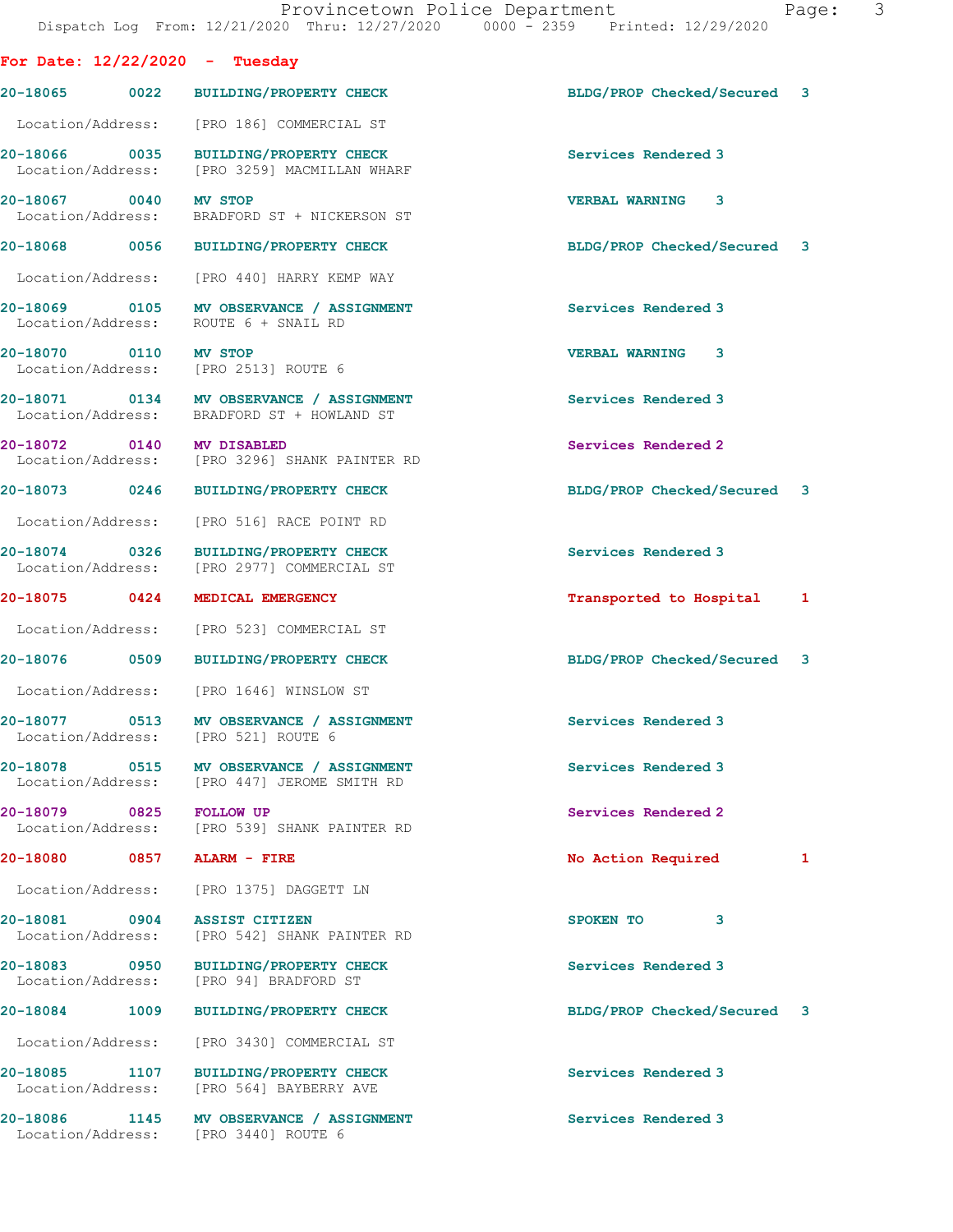**For Date: 12/22/2020 - Tuesday**

| Call # | Time | Call Reason | Action | Priority |
|---|---|---|---|---|
| 20-18065 | 0022 | BUILDING/PROPERTY CHECK | BLDG/PROP Checked/Secured | 3 |
| | | Location/Address: [PRO 186] COMMERCIAL ST | | |
| 20-18066 | 0035 | BUILDING/PROPERTY CHECK | Services Rendered | 3 |
| | | Location/Address: [PRO 3259] MACMILLAN WHARF | | |
| 20-18067 | 0040 | MV STOP | VERBAL WARNING | 3 |
| | | Location/Address: BRADFORD ST + NICKERSON ST | | |
| 20-18068 | 0056 | BUILDING/PROPERTY CHECK | BLDG/PROP Checked/Secured | 3 |
| | | Location/Address: [PRO 440] HARRY KEMP WAY | | |
| 20-18069 | 0105 | MV OBSERVANCE / ASSIGNMENT | Services Rendered | 3 |
| | | Location/Address: ROUTE 6 + SNAIL RD | | |
| 20-18070 | 0110 | MV STOP | VERBAL WARNING | 3 |
| | | Location/Address: [PRO 2513] ROUTE 6 | | |
| 20-18071 | 0134 | MV OBSERVANCE / ASSIGNMENT | Services Rendered | 3 |
| | | Location/Address: BRADFORD ST + HOWLAND ST | | |
| 20-18072 | 0140 | MV DISABLED | Services Rendered | 2 |
| | | Location/Address: [PRO 3296] SHANK PAINTER RD | | |
| 20-18073 | 0246 | BUILDING/PROPERTY CHECK | BLDG/PROP Checked/Secured | 3 |
| | | Location/Address: [PRO 516] RACE POINT RD | | |
| 20-18074 | 0326 | BUILDING/PROPERTY CHECK | Services Rendered | 3 |
| | | Location/Address: [PRO 2977] COMMERCIAL ST | | |
| 20-18075 | 0424 | MEDICAL EMERGENCY | Transported to Hospital | 1 |
| | | Location/Address: [PRO 523] COMMERCIAL ST | | |
| 20-18076 | 0509 | BUILDING/PROPERTY CHECK | BLDG/PROP Checked/Secured | 3 |
| | | Location/Address: [PRO 1646] WINSLOW ST | | |
| 20-18077 | 0513 | MV OBSERVANCE / ASSIGNMENT | Services Rendered | 3 |
| | | Location/Address: [PRO 521] ROUTE 6 | | |
| 20-18078 | 0515 | MV OBSERVANCE / ASSIGNMENT | Services Rendered | 3 |
| | | Location/Address: [PRO 447] JEROME SMITH RD | | |
| 20-18079 | 0825 | FOLLOW UP | Services Rendered | 2 |
| | | Location/Address: [PRO 539] SHANK PAINTER RD | | |
| 20-18080 | 0857 | ALARM - FIRE | No Action Required | 1 |
| | | Location/Address: [PRO 1375] DAGGETT LN | | |
| 20-18081 | 0904 | ASSIST CITIZEN | SPOKEN TO | 3 |
| | | Location/Address: [PRO 542] SHANK PAINTER RD | | |
| 20-18083 | 0950 | BUILDING/PROPERTY CHECK | Services Rendered | 3 |
| | | Location/Address: [PRO 94] BRADFORD ST | | |
| 20-18084 | 1009 | BUILDING/PROPERTY CHECK | BLDG/PROP Checked/Secured | 3 |
| | | Location/Address: [PRO 3430] COMMERCIAL ST | | |
| 20-18085 | 1107 | BUILDING/PROPERTY CHECK | Services Rendered | 3 |
| | | Location/Address: [PRO 564] BAYBERRY AVE | | |
| 20-18086 | 1145 | MV OBSERVANCE / ASSIGNMENT | Services Rendered | 3 |
| | | Location/Address: [PRO 3440] ROUTE 6 | | |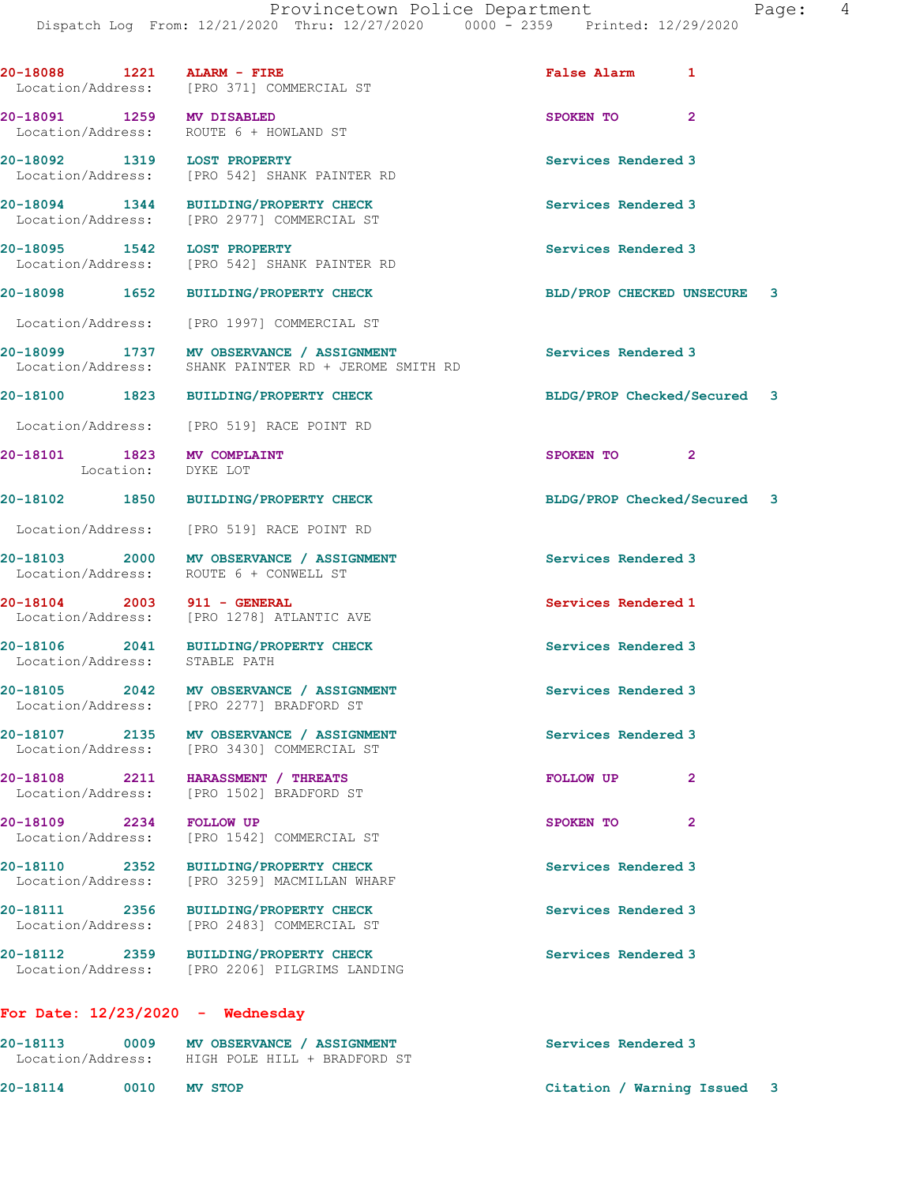20-18088 1221 ALARM - FIRE False Alarm 1
Location/Address: [PRO 371] COMMERCIAL ST

20-18091 1259 MV DISABLED SPOKEN TO 2
Location/Address: ROUTE 6 + HOWLAND ST

20-18092 1319 LOST PROPERTY Services Rendered 3
Location/Address: [PRO 542] SHANK PAINTER RD

20-18094 1344 BUILDING/PROPERTY CHECK Services Rendered 3
Location/Address: [PRO 2977] COMMERCIAL ST

20-18095 1542 LOST PROPERTY Services Rendered 3
Location/Address: [PRO 542] SHANK PAINTER RD

20-18098 1652 BUILDING/PROPERTY CHECK BLD/PROP CHECKED UNSECURE 3
Location/Address: [PRO 1997] COMMERCIAL ST

20-18099 1737 MV OBSERVANCE / ASSIGNMENT Services Rendered 3
Location/Address: SHANK PAINTER RD + JEROME SMITH RD

20-18100 1823 BUILDING/PROPERTY CHECK BLDG/PROP Checked/Secured 3
Location/Address: [PRO 519] RACE POINT RD

20-18101 1823 MV COMPLAINT SPOKEN TO 2
Location: DYKE LOT

20-18102 1850 BUILDING/PROPERTY CHECK BLDG/PROP Checked/Secured 3
Location/Address: [PRO 519] RACE POINT RD

20-18103 2000 MV OBSERVANCE / ASSIGNMENT Services Rendered 3
Location/Address: ROUTE 6 + CONWELL ST

20-18104 2003 911 - GENERAL Services Rendered 1
Location/Address: [PRO 1278] ATLANTIC AVE

20-18106 2041 BUILDING/PROPERTY CHECK Services Rendered 3
Location/Address: STABLE PATH

20-18105 2042 MV OBSERVANCE / ASSIGNMENT Services Rendered 3
Location/Address: [PRO 2277] BRADFORD ST

20-18107 2135 MV OBSERVANCE / ASSIGNMENT Services Rendered 3
Location/Address: [PRO 3430] COMMERCIAL ST

20-18108 2211 HARASSMENT / THREATS FOLLOW UP 2
Location/Address: [PRO 1502] BRADFORD ST

20-18109 2234 FOLLOW UP SPOKEN TO 2
Location/Address: [PRO 1542] COMMERCIAL ST

20-18110 2352 BUILDING/PROPERTY CHECK Services Rendered 3
Location/Address: [PRO 3259] MACMILLAN WHARF

20-18111 2356 BUILDING/PROPERTY CHECK Services Rendered 3
Location/Address: [PRO 2483] COMMERCIAL ST

20-18112 2359 BUILDING/PROPERTY CHECK Services Rendered 3
Location/Address: [PRO 2206] PILGRIMS LANDING

**For Date: 12/23/2020 - Wednesday**

20-18113 0009 MV OBSERVANCE / ASSIGNMENT Services Rendered 3
Location/Address: HIGH POLE HILL + BRADFORD ST

20-18114 0010 MV STOP Citation / Warning Issued 3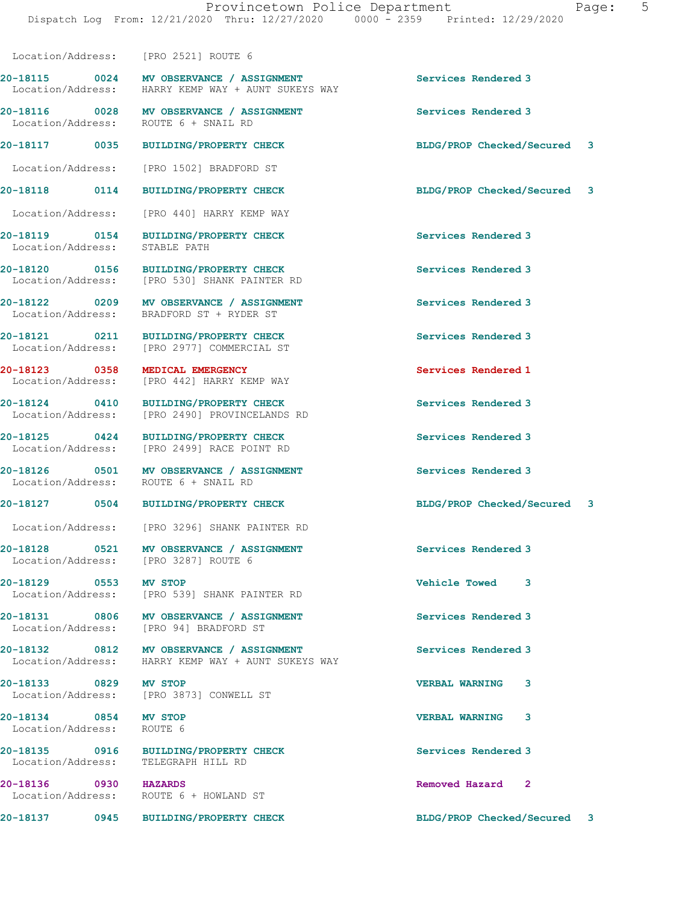Location/Address: [PRO 2521] ROUTE 6

**20-18115** 0024 **MV OBSERVANCE / ASSIGNMENT** Services Rendered 3
Location/Address: HARRY KEMP WAY + AUNT SUKEYS WAY

**20-18116** 0028 **MV OBSERVANCE / ASSIGNMENT** Services Rendered 3
Location/Address: ROUTE 6 + SNAIL RD

**20-18117** 0035 **BUILDING/PROPERTY CHECK** BLDG/PROP Checked/Secured 3
Location/Address: [PRO 1502] BRADFORD ST

**20-18118** 0114 **BUILDING/PROPERTY CHECK** BLDG/PROP Checked/Secured 3
Location/Address: [PRO 440] HARRY KEMP WAY

**20-18119** 0154 **BUILDING/PROPERTY CHECK** Services Rendered 3
Location/Address: STABLE PATH

**20-18120** 0156 **BUILDING/PROPERTY CHECK** Services Rendered 3
Location/Address: [PRO 530] SHANK PAINTER RD

**20-18122** 0209 **MV OBSERVANCE / ASSIGNMENT** Services Rendered 3
Location/Address: BRADFORD ST + RYDER ST

**20-18121** 0211 **BUILDING/PROPERTY CHECK** Services Rendered 3
Location/Address: [PRO 2977] COMMERCIAL ST

**20-18123** 0358 **MEDICAL EMERGENCY** Services Rendered 1
Location/Address: [PRO 442] HARRY KEMP WAY

**20-18124** 0410 **BUILDING/PROPERTY CHECK** Services Rendered 3
Location/Address: [PRO 2490] PROVINCELANDS RD

**20-18125** 0424 **BUILDING/PROPERTY CHECK** Services Rendered 3
Location/Address: [PRO 2499] RACE POINT RD

**20-18126** 0501 **MV OBSERVANCE / ASSIGNMENT** Services Rendered 3
Location/Address: ROUTE 6 + SNAIL RD

**20-18127** 0504 **BUILDING/PROPERTY CHECK** BLDG/PROP Checked/Secured 3
Location/Address: [PRO 3296] SHANK PAINTER RD

**20-18128** 0521 **MV OBSERVANCE / ASSIGNMENT** Services Rendered 3
Location/Address: [PRO 3287] ROUTE 6

**20-18129** 0553 **MV STOP** Vehicle Towed 3
Location/Address: [PRO 539] SHANK PAINTER RD

**20-18131** 0806 **MV OBSERVANCE / ASSIGNMENT** Services Rendered 3
Location/Address: [PRO 94] BRADFORD ST

**20-18132** 0812 **MV OBSERVANCE / ASSIGNMENT** Services Rendered 3
Location/Address: HARRY KEMP WAY + AUNT SUKEYS WAY

**20-18133** 0829 **MV STOP** VERBAL WARNING 3
Location/Address: [PRO 3873] CONWELL ST

**20-18134** 0854 **MV STOP** VERBAL WARNING 3
Location/Address: ROUTE 6

**20-18135** 0916 **BUILDING/PROPERTY CHECK** Services Rendered 3
Location/Address: TELEGRAPH HILL RD

**20-18136** 0930 **HAZARDS** Removed Hazard 2
Location/Address: ROUTE 6 + HOWLAND ST

**20-18137** 0945 **BUILDING/PROPERTY CHECK** BLDG/PROP Checked/Secured 3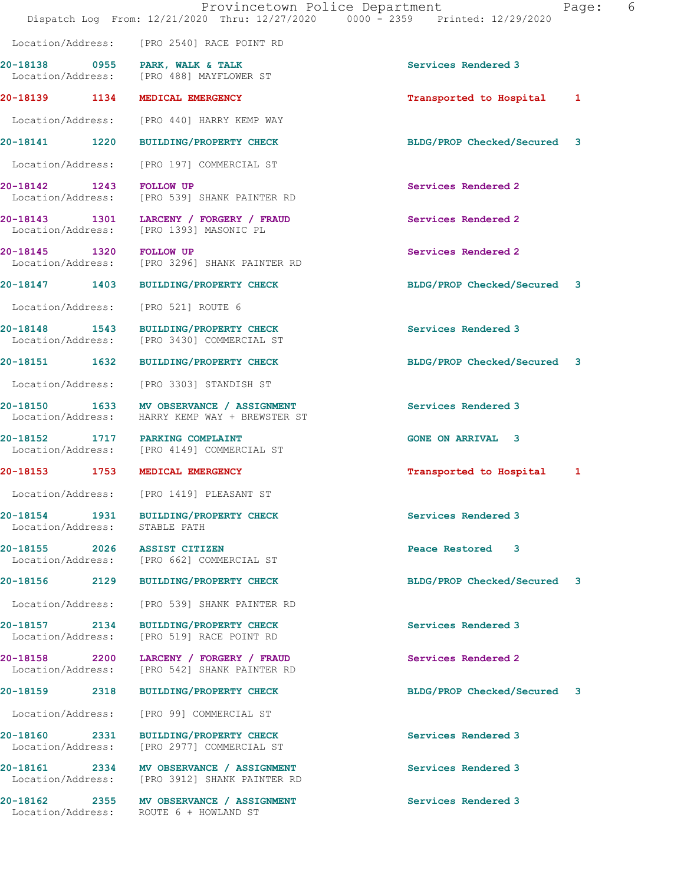Location/Address: [PRO 2540] RACE POINT RD

| Call Number | Time | Call Reason | Action |
|---|---|---|---|
| 20-18138 | 0955 | PARK, WALK & TALK | Services Rendered 3 |
| Location/Address: | | [PRO 488] MAYFLOWER ST | |
| 20-18139 | 1134 | MEDICAL EMERGENCY | Transported to Hospital 1 |
| Location/Address: | | [PRO 440] HARRY KEMP WAY | |
| 20-18141 | 1220 | BUILDING/PROPERTY CHECK | BLDG/PROP Checked/Secured 3 |
| Location/Address: | | [PRO 197] COMMERCIAL ST | |
| 20-18142 | 1243 | FOLLOW UP | Services Rendered 2 |
| Location/Address: | | [PRO 539] SHANK PAINTER RD | |
| 20-18143 | 1301 | LARCENY / FORGERY / FRAUD | Services Rendered 2 |
| Location/Address: | | [PRO 1393] MASONIC PL | |
| 20-18145 | 1320 | FOLLOW UP | Services Rendered 2 |
| Location/Address: | | [PRO 3296] SHANK PAINTER RD | |
| 20-18147 | 1403 | BUILDING/PROPERTY CHECK | BLDG/PROP Checked/Secured 3 |
| Location/Address: | | [PRO 521] ROUTE 6 | |
| 20-18148 | 1543 | BUILDING/PROPERTY CHECK | Services Rendered 3 |
| Location/Address: | | [PRO 3430] COMMERCIAL ST | |
| 20-18151 | 1632 | BUILDING/PROPERTY CHECK | BLDG/PROP Checked/Secured 3 |
| Location/Address: | | [PRO 3303] STANDISH ST | |
| 20-18150 | 1633 | MV OBSERVANCE / ASSIGNMENT | Services Rendered 3 |
| Location/Address: | | HARRY KEMP WAY + BREWSTER ST | |
| 20-18152 | 1717 | PARKING COMPLAINT | GONE ON ARRIVAL 3 |
| Location/Address: | | [PRO 4149] COMMERCIAL ST | |
| 20-18153 | 1753 | MEDICAL EMERGENCY | Transported to Hospital 1 |
| Location/Address: | | [PRO 1419] PLEASANT ST | |
| 20-18154 | 1931 | BUILDING/PROPERTY CHECK | Services Rendered 3 |
| Location/Address: | | STABLE PATH | |
| 20-18155 | 2026 | ASSIST CITIZEN | Peace Restored 3 |
| Location/Address: | | [PRO 662] COMMERCIAL ST | |
| 20-18156 | 2129 | BUILDING/PROPERTY CHECK | BLDG/PROP Checked/Secured 3 |
| Location/Address: | | [PRO 539] SHANK PAINTER RD | |
| 20-18157 | 2134 | BUILDING/PROPERTY CHECK | Services Rendered 3 |
| Location/Address: | | [PRO 519] RACE POINT RD | |
| 20-18158 | 2200 | LARCENY / FORGERY / FRAUD | Services Rendered 2 |
| Location/Address: | | [PRO 542] SHANK PAINTER RD | |
| 20-18159 | 2318 | BUILDING/PROPERTY CHECK | BLDG/PROP Checked/Secured 3 |
| Location/Address: | | [PRO 99] COMMERCIAL ST | |
| 20-18160 | 2331 | BUILDING/PROPERTY CHECK | Services Rendered 3 |
| Location/Address: | | [PRO 2977] COMMERCIAL ST | |
| 20-18161 | 2334 | MV OBSERVANCE / ASSIGNMENT | Services Rendered 3 |
| Location/Address: | | [PRO 3912] SHANK PAINTER RD | |
| 20-18162 | 2355 | MV OBSERVANCE / ASSIGNMENT | Services Rendered 3 |
| Location/Address: | | ROUTE 6 + HOWLAND ST | |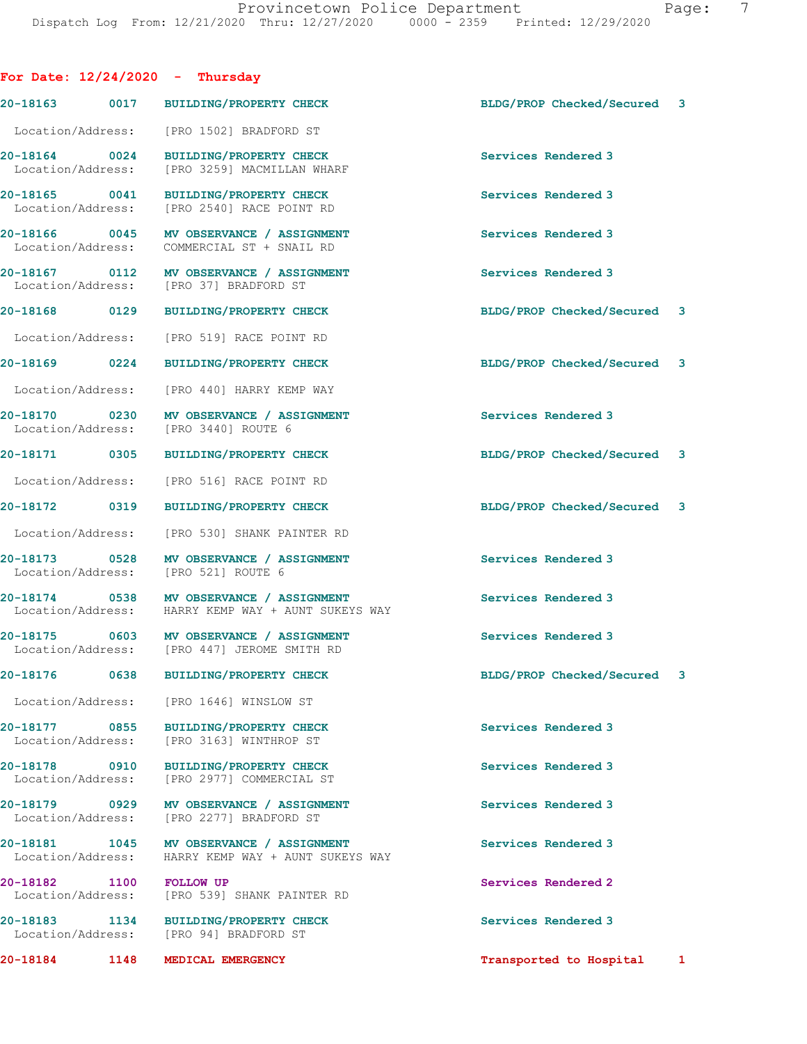## For Date: 12/24/2020 - Thursday

| Call Number | Time | Call Reason | Action | Priority |
|---|---|---|---|---|
| 20-18163 | 0017 | BUILDING/PROPERTY CHECK | BLDG/PROP Checked/Secured | 3 |
| | | Location/Address: [PRO 1502] BRADFORD ST | | |
| 20-18164 | 0024 | BUILDING/PROPERTY CHECK | Services Rendered | 3 |
| | | Location/Address: [PRO 3259] MACMILLAN WHARF | | |
| 20-18165 | 0041 | BUILDING/PROPERTY CHECK | Services Rendered | 3 |
| | | Location/Address: [PRO 2540] RACE POINT RD | | |
| 20-18166 | 0045 | MV OBSERVANCE / ASSIGNMENT | Services Rendered | 3 |
| | | Location/Address: COMMERCIAL ST + SNAIL RD | | |
| 20-18167 | 0112 | MV OBSERVANCE / ASSIGNMENT | Services Rendered | 3 |
| | | Location/Address: [PRO 37] BRADFORD ST | | |
| 20-18168 | 0129 | BUILDING/PROPERTY CHECK | BLDG/PROP Checked/Secured | 3 |
| | | Location/Address: [PRO 519] RACE POINT RD | | |
| 20-18169 | 0224 | BUILDING/PROPERTY CHECK | BLDG/PROP Checked/Secured | 3 |
| | | Location/Address: [PRO 440] HARRY KEMP WAY | | |
| 20-18170 | 0230 | MV OBSERVANCE / ASSIGNMENT | Services Rendered | 3 |
| | | Location/Address: [PRO 3440] ROUTE 6 | | |
| 20-18171 | 0305 | BUILDING/PROPERTY CHECK | BLDG/PROP Checked/Secured | 3 |
| | | Location/Address: [PRO 516] RACE POINT RD | | |
| 20-18172 | 0319 | BUILDING/PROPERTY CHECK | BLDG/PROP Checked/Secured | 3 |
| | | Location/Address: [PRO 530] SHANK PAINTER RD | | |
| 20-18173 | 0528 | MV OBSERVANCE / ASSIGNMENT | Services Rendered | 3 |
| | | Location/Address: [PRO 521] ROUTE 6 | | |
| 20-18174 | 0538 | MV OBSERVANCE / ASSIGNMENT | Services Rendered | 3 |
| | | Location/Address: HARRY KEMP WAY + AUNT SUKEYS WAY | | |
| 20-18175 | 0603 | MV OBSERVANCE / ASSIGNMENT | Services Rendered | 3 |
| | | Location/Address: [PRO 447] JEROME SMITH RD | | |
| 20-18176 | 0638 | BUILDING/PROPERTY CHECK | BLDG/PROP Checked/Secured | 3 |
| | | Location/Address: [PRO 1646] WINSLOW ST | | |
| 20-18177 | 0855 | BUILDING/PROPERTY CHECK | Services Rendered | 3 |
| | | Location/Address: [PRO 3163] WINTHROP ST | | |
| 20-18178 | 0910 | BUILDING/PROPERTY CHECK | Services Rendered | 3 |
| | | Location/Address: [PRO 2977] COMMERCIAL ST | | |
| 20-18179 | 0929 | MV OBSERVANCE / ASSIGNMENT | Services Rendered | 3 |
| | | Location/Address: [PRO 2277] BRADFORD ST | | |
| 20-18181 | 1045 | MV OBSERVANCE / ASSIGNMENT | Services Rendered | 3 |
| | | Location/Address: HARRY KEMP WAY + AUNT SUKEYS WAY | | |
| 20-18182 | 1100 | FOLLOW UP | Services Rendered | 2 |
| | | Location/Address: [PRO 539] SHANK PAINTER RD | | |
| 20-18183 | 1134 | BUILDING/PROPERTY CHECK | Services Rendered | 3 |
| | | Location/Address: [PRO 94] BRADFORD ST | | |
| 20-18184 | 1148 | MEDICAL EMERGENCY | Transported to Hospital | 1 |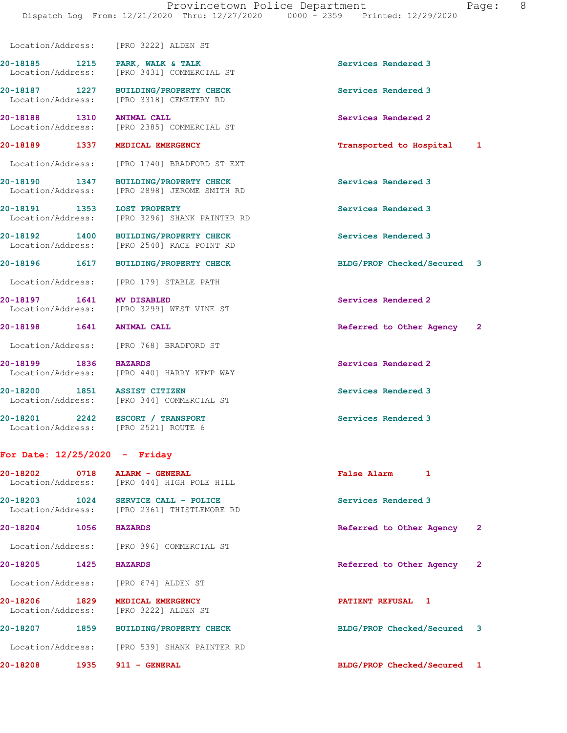Location/Address: [PRO 3222] ALDEN ST

**20-18185** 1215 **PARK, WALK & TALK** Services Rendered 3
Location/Address: [PRO 3431] COMMERCIAL ST

**20-18187** 1227 **BUILDING/PROPERTY CHECK** Services Rendered 3
Location/Address: [PRO 3318] CEMETERY RD

**20-18188** 1310 **ANIMAL CALL** Services Rendered 2
Location/Address: [PRO 2385] COMMERCIAL ST

**20-18189** 1337 **MEDICAL EMERGENCY** Transported to Hospital 1
Location/Address: [PRO 1740] BRADFORD ST EXT

**20-18190** 1347 **BUILDING/PROPERTY CHECK** Services Rendered 3
Location/Address: [PRO 2898] JEROME SMITH RD

**20-18191** 1353 **LOST PROPERTY** Services Rendered 3
Location/Address: [PRO 3296] SHANK PAINTER RD

**20-18192** 1400 **BUILDING/PROPERTY CHECK** Services Rendered 3
Location/Address: [PRO 2540] RACE POINT RD

**20-18196** 1617 **BUILDING/PROPERTY CHECK** BLDG/PROP Checked/Secured 3
Location/Address: [PRO 179] STABLE PATH

**20-18197** 1641 **MV DISABLED** Services Rendered 2
Location/Address: [PRO 3299] WEST VINE ST

**20-18198** 1641 **ANIMAL CALL** Referred to Other Agency 2
Location/Address: [PRO 768] BRADFORD ST

**20-18199** 1836 **HAZARDS** Services Rendered 2
Location/Address: [PRO 440] HARRY KEMP WAY

**20-18200** 1851 **ASSIST CITIZEN** Services Rendered 3
Location/Address: [PRO 344] COMMERCIAL ST

**20-18201** 2242 **ESCORT / TRANSPORT** Services Rendered 3
Location/Address: [PRO 2521] ROUTE 6

## For Date: 12/25/2020 - Friday

**20-18202** 0718 **ALARM - GENERAL** False Alarm 1
Location/Address: [PRO 444] HIGH POLE HILL

**20-18203** 1024 **SERVICE CALL - POLICE** Services Rendered 3
Location/Address: [PRO 2361] THISTLEMORE RD

**20-18204** 1056 **HAZARDS** Referred to Other Agency 2
Location/Address: [PRO 396] COMMERCIAL ST

**20-18205** 1425 **HAZARDS** Referred to Other Agency 2
Location/Address: [PRO 674] ALDEN ST

**20-18206** 1829 **MEDICAL EMERGENCY** PATIENT REFUSAL 1
Location/Address: [PRO 3222] ALDEN ST

**20-18207** 1859 **BUILDING/PROPERTY CHECK** BLDG/PROP Checked/Secured 3
Location/Address: [PRO 539] SHANK PAINTER RD

**20-18208** 1935 **911 - GENERAL** BLDG/PROP Checked/Secured 1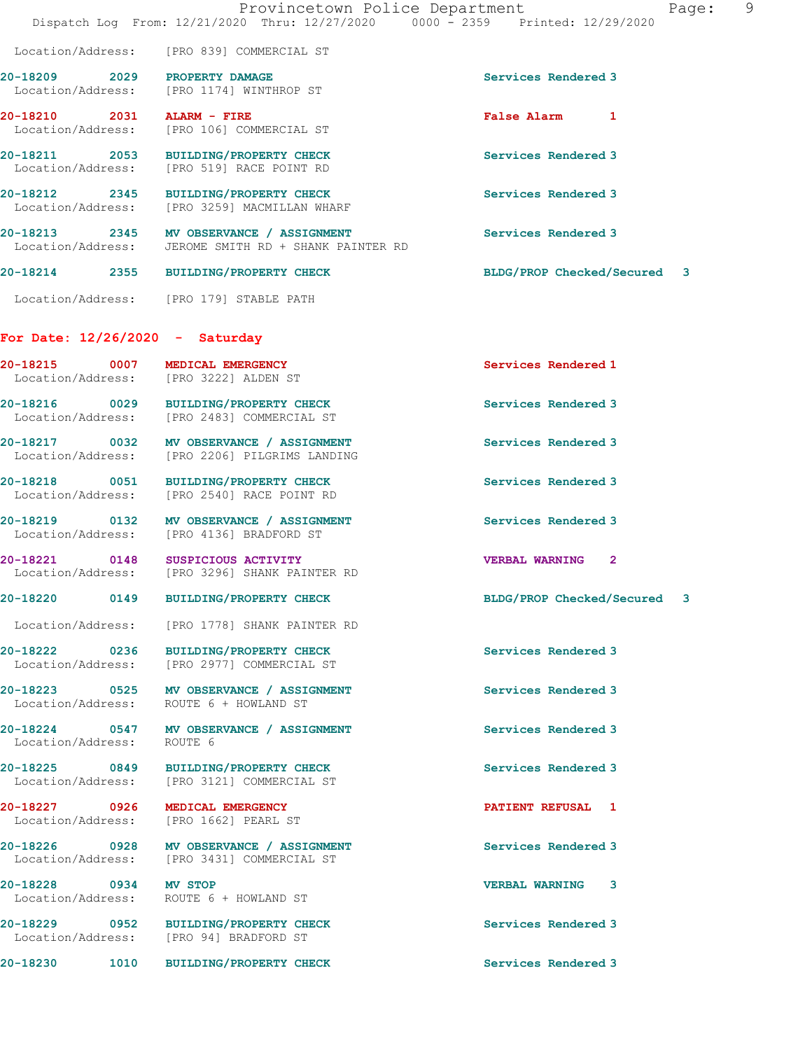Location/Address: [PRO 839] COMMERCIAL ST

**20-18209** 2029 **PROPERTY DAMAGE** Services Rendered 3
Location/Address: [PRO 1174] WINTHROP ST

**20-18210** 2031 **ALARM - FIRE** False Alarm 1
Location/Address: [PRO 106] COMMERCIAL ST

**20-18211** 2053 **BUILDING/PROPERTY CHECK** Services Rendered 3
Location/Address: [PRO 519] RACE POINT RD

**20-18212** 2345 **BUILDING/PROPERTY CHECK** Services Rendered 3
Location/Address: [PRO 3259] MACMILLAN WHARF

**20-18213** 2345 **MV OBSERVANCE / ASSIGNMENT** Services Rendered 3
Location/Address: JEROME SMITH RD + SHANK PAINTER RD

**20-18214** 2355 **BUILDING/PROPERTY CHECK** BLDG/PROP Checked/Secured 3
Location/Address: [PRO 179] STABLE PATH

## For Date: 12/26/2020 - Saturday

**20-18215** 0007 **MEDICAL EMERGENCY** Services Rendered 1
Location/Address: [PRO 3222] ALDEN ST

**20-18216** 0029 **BUILDING/PROPERTY CHECK** Services Rendered 3
Location/Address: [PRO 2483] COMMERCIAL ST

**20-18217** 0032 **MV OBSERVANCE / ASSIGNMENT** Services Rendered 3
Location/Address: [PRO 2206] PILGRIMS LANDING

**20-18218** 0051 **BUILDING/PROPERTY CHECK** Services Rendered 3
Location/Address: [PRO 2540] RACE POINT RD

**20-18219** 0132 **MV OBSERVANCE / ASSIGNMENT** Services Rendered 3
Location/Address: [PRO 4136] BRADFORD ST

**20-18221** 0148 **SUSPICIOUS ACTIVITY** VERBAL WARNING 2
Location/Address: [PRO 3296] SHANK PAINTER RD

**20-18220** 0149 **BUILDING/PROPERTY CHECK** BLDG/PROP Checked/Secured 3
Location/Address: [PRO 1778] SHANK PAINTER RD

**20-18222** 0236 **BUILDING/PROPERTY CHECK** Services Rendered 3
Location/Address: [PRO 2977] COMMERCIAL ST

**20-18223** 0525 **MV OBSERVANCE / ASSIGNMENT** Services Rendered 3
Location/Address: ROUTE 6 + HOWLAND ST

**20-18224** 0547 **MV OBSERVANCE / ASSIGNMENT** Services Rendered 3
Location/Address: ROUTE 6

**20-18225** 0849 **BUILDING/PROPERTY CHECK** Services Rendered 3
Location/Address: [PRO 3121] COMMERCIAL ST

**20-18227** 0926 **MEDICAL EMERGENCY** PATIENT REFUSAL 1
Location/Address: [PRO 1662] PEARL ST

**20-18226** 0928 **MV OBSERVANCE / ASSIGNMENT** Services Rendered 3
Location/Address: [PRO 3431] COMMERCIAL ST

**20-18228** 0934 **MV STOP** VERBAL WARNING 3
Location/Address: ROUTE 6 + HOWLAND ST

**20-18229** 0952 **BUILDING/PROPERTY CHECK** Services Rendered 3
Location/Address: [PRO 94] BRADFORD ST

**20-18230** 1010 **BUILDING/PROPERTY CHECK** Services Rendered 3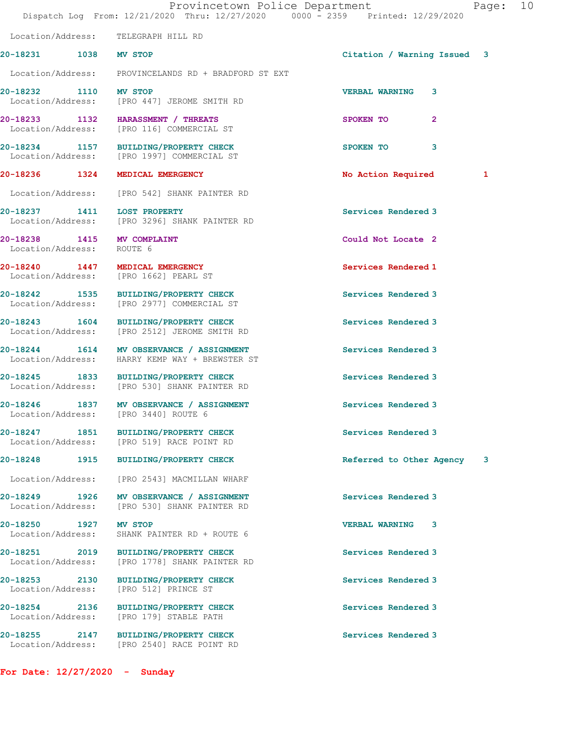Location/Address: TELEGRAPH HILL RD

| Call # | Time | Call Type | Disposition | Priority |
|---|---|---|---|---|
| 20-18231 | 1038 | MV STOP | Citation / Warning Issued | 3 |
| | | Location/Address: PROVINCELANDS RD + BRADFORD ST EXT | | |
| 20-18232 | 1110 | MV STOP | VERBAL WARNING | 3 |
| | | Location/Address: [PRO 447] JEROME SMITH RD | | |
| 20-18233 | 1132 | HARASSMENT / THREATS | SPOKEN TO | 2 |
| | | Location/Address: [PRO 116] COMMERCIAL ST | | |
| 20-18234 | 1157 | BUILDING/PROPERTY CHECK | SPOKEN TO | 3 |
| | | Location/Address: [PRO 1997] COMMERCIAL ST | | |
| 20-18236 | 1324 | MEDICAL EMERGENCY | No Action Required | 1 |
| | | Location/Address: [PRO 542] SHANK PAINTER RD | | |
| 20-18237 | 1411 | LOST PROPERTY | Services Rendered | 3 |
| | | Location/Address: [PRO 3296] SHANK PAINTER RD | | |
| 20-18238 | 1415 | MV COMPLAINT | Could Not Locate | 2 |
| | | Location/Address: ROUTE 6 | | |
| 20-18240 | 1447 | MEDICAL EMERGENCY | Services Rendered | 1 |
| | | Location/Address: [PRO 1662] PEARL ST | | |
| 20-18242 | 1535 | BUILDING/PROPERTY CHECK | Services Rendered | 3 |
| | | Location/Address: [PRO 2977] COMMERCIAL ST | | |
| 20-18243 | 1604 | BUILDING/PROPERTY CHECK | Services Rendered | 3 |
| | | Location/Address: [PRO 2512] JEROME SMITH RD | | |
| 20-18244 | 1614 | MV OBSERVANCE / ASSIGNMENT | Services Rendered | 3 |
| | | Location/Address: HARRY KEMP WAY + BREWSTER ST | | |
| 20-18245 | 1833 | BUILDING/PROPERTY CHECK | Services Rendered | 3 |
| | | Location/Address: [PRO 530] SHANK PAINTER RD | | |
| 20-18246 | 1837 | MV OBSERVANCE / ASSIGNMENT | Services Rendered | 3 |
| | | Location/Address: [PRO 3440] ROUTE 6 | | |
| 20-18247 | 1851 | BUILDING/PROPERTY CHECK | Services Rendered | 3 |
| | | Location/Address: [PRO 519] RACE POINT RD | | |
| 20-18248 | 1915 | BUILDING/PROPERTY CHECK | Referred to Other Agency | 3 |
| | | Location/Address: [PRO 2543] MACMILLAN WHARF | | |
| 20-18249 | 1926 | MV OBSERVANCE / ASSIGNMENT | Services Rendered | 3 |
| | | Location/Address: [PRO 530] SHANK PAINTER RD | | |
| 20-18250 | 1927 | MV STOP | VERBAL WARNING | 3 |
| | | Location/Address: SHANK PAINTER RD + ROUTE 6 | | |
| 20-18251 | 2019 | BUILDING/PROPERTY CHECK | Services Rendered | 3 |
| | | Location/Address: [PRO 1778] SHANK PAINTER RD | | |
| 20-18253 | 2130 | BUILDING/PROPERTY CHECK | Services Rendered | 3 |
| | | Location/Address: [PRO 512] PRINCE ST | | |
| 20-18254 | 2136 | BUILDING/PROPERTY CHECK | Services Rendered | 3 |
| | | Location/Address: [PRO 179] STABLE PATH | | |
| 20-18255 | 2147 | BUILDING/PROPERTY CHECK | Services Rendered | 3 |
| | | Location/Address: [PRO 2540] RACE POINT RD | | |

**For Date: 12/27/2020 - Sunday**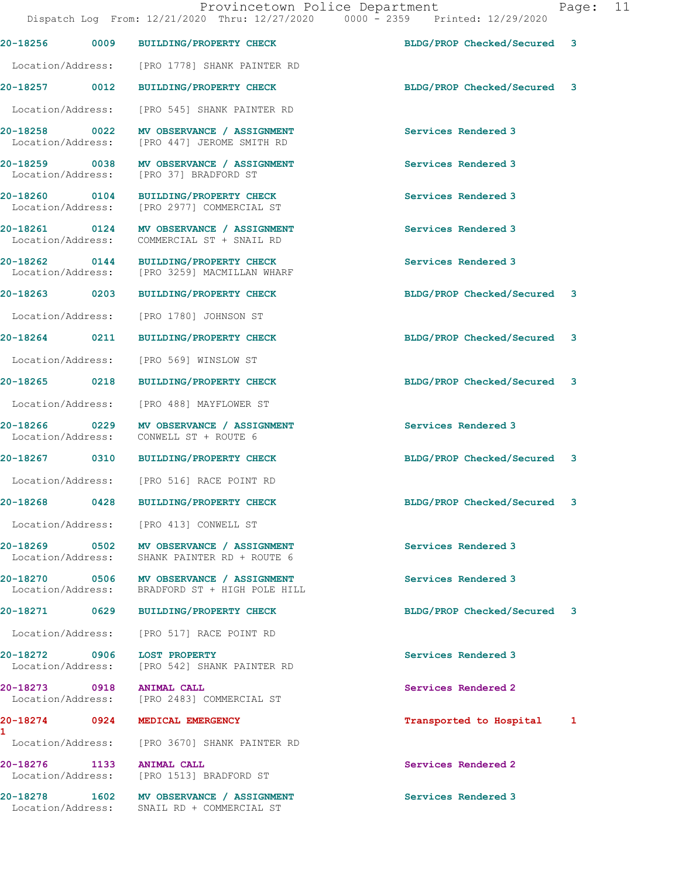20-18256 0009 BUILDING/PROPERTY CHECK BLDG/PROP Checked/Secured 3

Location/Address: [PRO 1778] SHANK PAINTER RD

20-18257 0012 BUILDING/PROPERTY CHECK BLDG/PROP Checked/Secured 3

Location/Address: [PRO 545] SHANK PAINTER RD

20-18258 0022 MV OBSERVANCE / ASSIGNMENT Services Rendered 3
Location/Address: [PRO 447] JEROME SMITH RD

20-18259 0038 MV OBSERVANCE / ASSIGNMENT Services Rendered 3
Location/Address: [PRO 37] BRADFORD ST

20-18260 0104 BUILDING/PROPERTY CHECK Services Rendered 3
Location/Address: [PRO 2977] COMMERCIAL ST

20-18261 0124 MV OBSERVANCE / ASSIGNMENT Services Rendered 3
Location/Address: COMMERCIAL ST + SNAIL RD

20-18262 0144 BUILDING/PROPERTY CHECK Services Rendered 3
Location/Address: [PRO 3259] MACMILLAN WHARF

20-18263 0203 BUILDING/PROPERTY CHECK BLDG/PROP Checked/Secured 3

Location/Address: [PRO 1780] JOHNSON ST

20-18264 0211 BUILDING/PROPERTY CHECK BLDG/PROP Checked/Secured 3

Location/Address: [PRO 569] WINSLOW ST

20-18265 0218 BUILDING/PROPERTY CHECK BLDG/PROP Checked/Secured 3

Location/Address: [PRO 488] MAYFLOWER ST

20-18266 0229 MV OBSERVANCE / ASSIGNMENT Services Rendered 3
Location/Address: CONWELL ST + ROUTE 6

20-18267 0310 BUILDING/PROPERTY CHECK BLDG/PROP Checked/Secured 3

Location/Address: [PRO 516] RACE POINT RD

20-18268 0428 BUILDING/PROPERTY CHECK BLDG/PROP Checked/Secured 3

Location/Address: [PRO 413] CONWELL ST

20-18269 0502 MV OBSERVANCE / ASSIGNMENT Services Rendered 3
Location/Address: SHANK PAINTER RD + ROUTE 6

20-18270 0506 MV OBSERVANCE / ASSIGNMENT Services Rendered 3
Location/Address: BRADFORD ST + HIGH POLE HILL

20-18271 0629 BUILDING/PROPERTY CHECK BLDG/PROP Checked/Secured 3

Location/Address: [PRO 517] RACE POINT RD

20-18272 0906 LOST PROPERTY Services Rendered 3
Location/Address: [PRO 542] SHANK PAINTER RD

20-18273 0918 ANIMAL CALL Services Rendered 2
Location/Address: [PRO 2483] COMMERCIAL ST

20-18274 0924 MEDICAL EMERGENCY Transported to Hospital 1
1
Location/Address: [PRO 3670] SHANK PAINTER RD

20-18276 1133 ANIMAL CALL Services Rendered 2
Location/Address: [PRO 1513] BRADFORD ST

20-18278 1602 MV OBSERVANCE / ASSIGNMENT Services Rendered 3
Location/Address: SNAIL RD + COMMERCIAL ST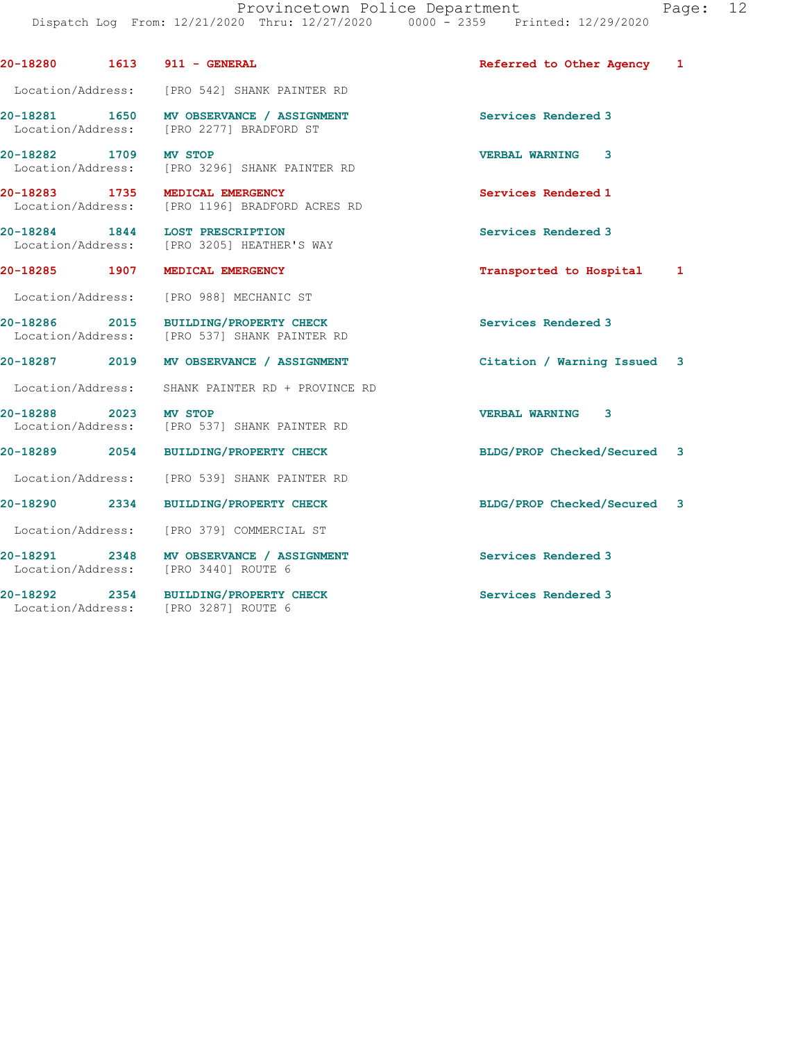**20-18280 1613 911 - GENERAL** **Referred to Other Agency 1**

Location/Address: [PRO 542] SHANK PAINTER RD

**20-18281 1650 MV OBSERVANCE / ASSIGNMENT** **Services Rendered 3**
Location/Address: [PRO 2277] BRADFORD ST

**20-18282 1709 MV STOP** **VERBAL WARNING 3**
Location/Address: [PRO 3296] SHANK PAINTER RD

**20-18283 1735 MEDICAL EMERGENCY** **Services Rendered 1**
Location/Address: [PRO 1196] BRADFORD ACRES RD

**20-18284 1844 LOST PRESCRIPTION** **Services Rendered 3**
Location/Address: [PRO 3205] HEATHER'S WAY

**20-18285 1907 MEDICAL EMERGENCY** **Transported to Hospital 1**

Location/Address: [PRO 988] MECHANIC ST

**20-18286 2015 BUILDING/PROPERTY CHECK** **Services Rendered 3**
Location/Address: [PRO 537] SHANK PAINTER RD

**20-18287 2019 MV OBSERVANCE / ASSIGNMENT** **Citation / Warning Issued 3**

Location/Address: SHANK PAINTER RD + PROVINCE RD

**20-18288 2023 MV STOP** **VERBAL WARNING 3**
Location/Address: [PRO 537] SHANK PAINTER RD

**20-18289 2054 BUILDING/PROPERTY CHECK** **BLDG/PROP Checked/Secured 3**

Location/Address: [PRO 539] SHANK PAINTER RD

**20-18290 2334 BUILDING/PROPERTY CHECK** **BLDG/PROP Checked/Secured 3**

Location/Address: [PRO 379] COMMERCIAL ST

**20-18291 2348 MV OBSERVANCE / ASSIGNMENT** **Services Rendered 3**
Location/Address: [PRO 3440] ROUTE 6

**20-18292 2354 BUILDING/PROPERTY CHECK** **Services Rendered 3**
Location/Address: [PRO 3287] ROUTE 6